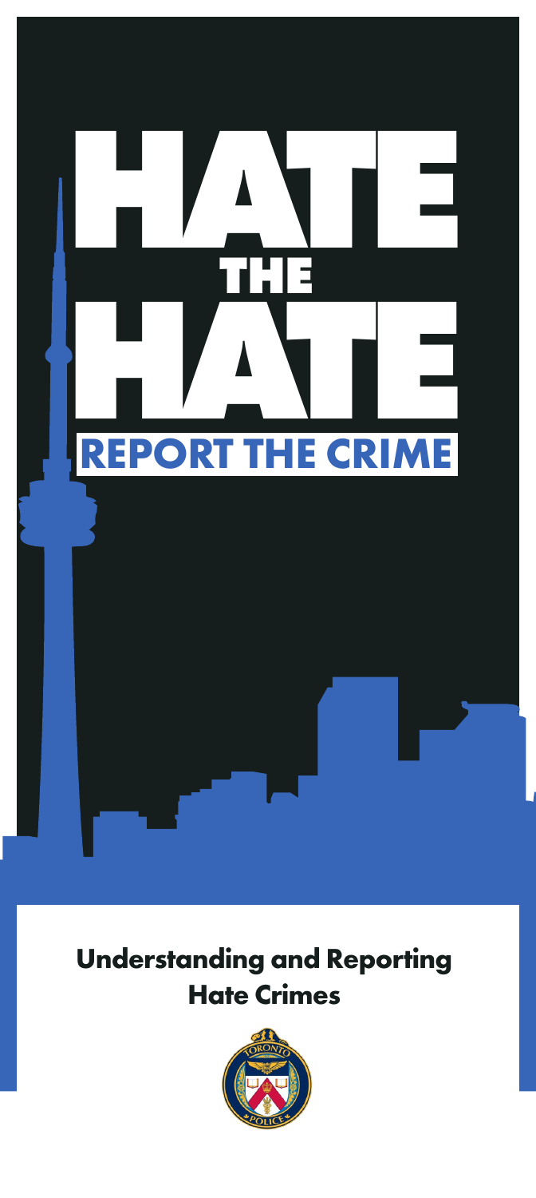# HATE THE HATE

## REPORT THE CRIME

**Understanding and Reporting Hate Crimes**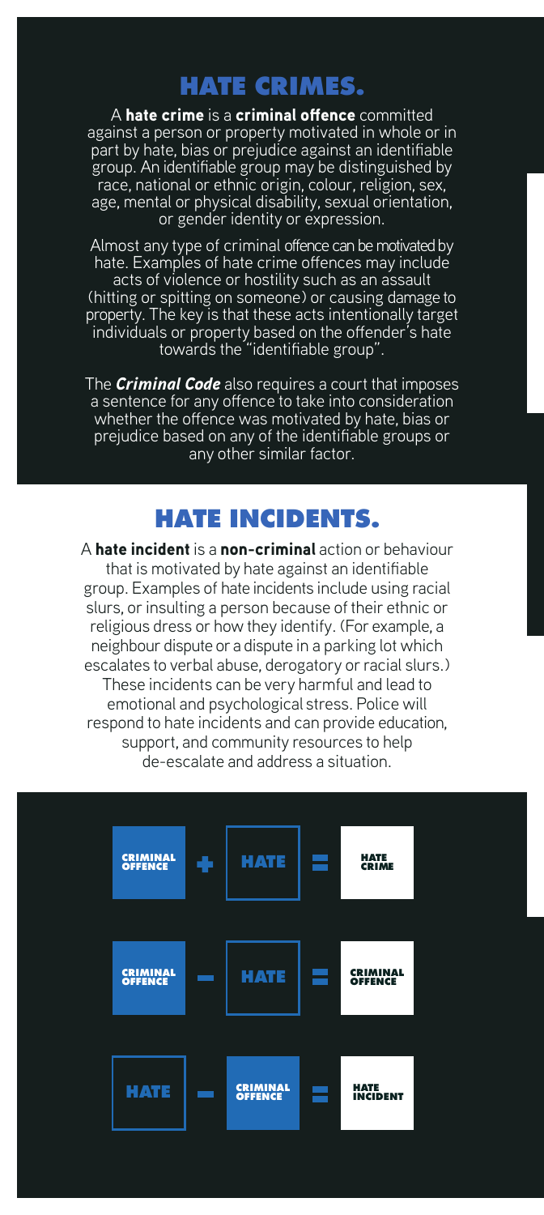## HATE CRIMES.

A **hate crime** is a **criminal offence** committed against a person or property motivated in whole or in part by hate, bias or prejudice against an identifiable group. An identifiable group may be distinguished by race, national or ethnic origin, colour, religion, sex, age, mental or physical disability, sexual orientation, or gender identity or expression.

Almost any type of criminal offence can be motivated by hate. Examples of hate crime offences may include acts of violence or hostility such as an assault (hitting or spitting on someone) or causing damage to property. The key is that these acts intentionally target individuals or property based on the offender's hate towards the "identifiable group".

The ***Criminal Code*** also requires a court that imposes a sentence for any offence to take into consideration whether the offence was motivated by hate, bias or prejudice based on any of the identifiable groups or any other similar factor.

## HATE INCIDENTS.

A **hate incident** is a **non-criminal** action or behaviour that is motivated by hate against an identifiable group. Examples of hate incidents include using racial slurs, or insulting a person because of their ethnic or religious dress or how they identify. (For example, a neighbour dispute or a dispute in a parking lot which escalates to verbal abuse, derogatory or racial slurs.) These incidents can be very harmful and lead to emotional and psychological stress. Police will respond to hate incidents and can provide education, support, and community resources to help de-escalate and address a situation.

CRIMINAL OFFENCE + HATE = HATE CRIME

CRIMINAL OFFENCE − HATE = CRIMINAL OFFENCE

HATE − CRIMINAL OFFENCE = HATE INCIDENT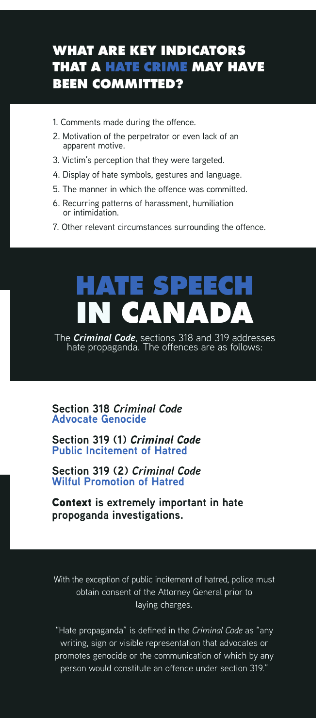## WHAT ARE KEY INDICATORS THAT A HATE CRIME MAY HAVE BEEN COMMITTED?

1. Comments made during the offence.
2. Motivation of the perpetrator or even lack of an apparent motive.
3. Victim's perception that they were targeted.
4. Display of hate symbols, gestures and language.
5. The manner in which the offence was committed.
6. Recurring patterns of harassment, humiliation or intimidation.
7. Other relevant circumstances surrounding the offence.

# HATE SPEECH IN CANADA

The ***Criminal Code***, sections 318 and 319 addresses hate propaganda. The offences are as follows:

**Section 318 *Criminal Code***
**Advocate Genocide**

**Section 319 (1) *Criminal Code***
**Public Incitement of Hatred**

**Section 319 (2) *Criminal Code***
**Wilful Promotion of Hatred**

**Context is extremely important in hate propoganda investigations.**

With the exception of public incitement of hatred, police must obtain consent of the Attorney General prior to laying charges.

"Hate propaganda" is defined in the *Criminal Code* as "any writing, sign or visible representation that advocates or promotes genocide or the communication of which by any person would constitute an offence under section 319."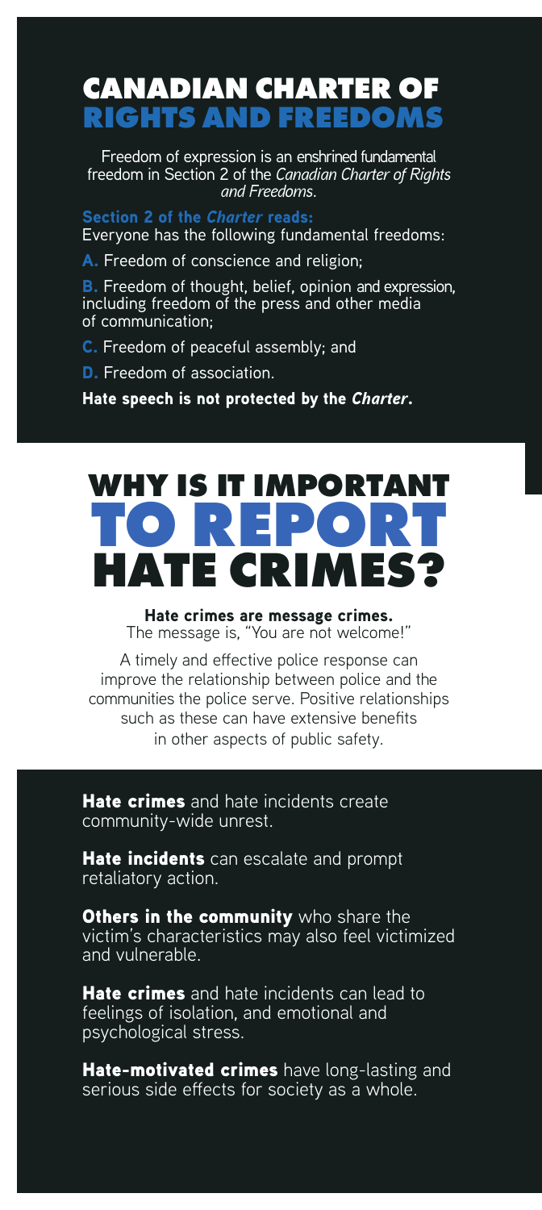# CANADIAN CHARTER OF RIGHTS AND FREEDOMS

Freedom of expression is an enshrined fundamental freedom in Section 2 of the *Canadian Charter of Rights and Freedoms*.

**Section 2 of the *Charter* reads:**
Everyone has the following fundamental freedoms:

**A.** Freedom of conscience and religion;

**B.** Freedom of thought, belief, opinion and expression, including freedom of the press and other media of communication;

**C.** Freedom of peaceful assembly; and

**D.** Freedom of association.

**Hate speech is not protected by the *Charter*.**

# WHY IS IT IMPORTANT TO REPORT HATE CRIMES?

**Hate crimes are message crimes.**
The message is, "You are not welcome!"

A timely and effective police response can improve the relationship between police and the communities the police serve. Positive relationships such as these can have extensive benefits in other aspects of public safety.

**Hate crimes** and hate incidents create community-wide unrest.

**Hate incidents** can escalate and prompt retaliatory action.

**Others in the community** who share the victim's characteristics may also feel victimized and vulnerable.

**Hate crimes** and hate incidents can lead to feelings of isolation, and emotional and psychological stress.

**Hate-motivated crimes** have long-lasting and serious side effects for society as a whole.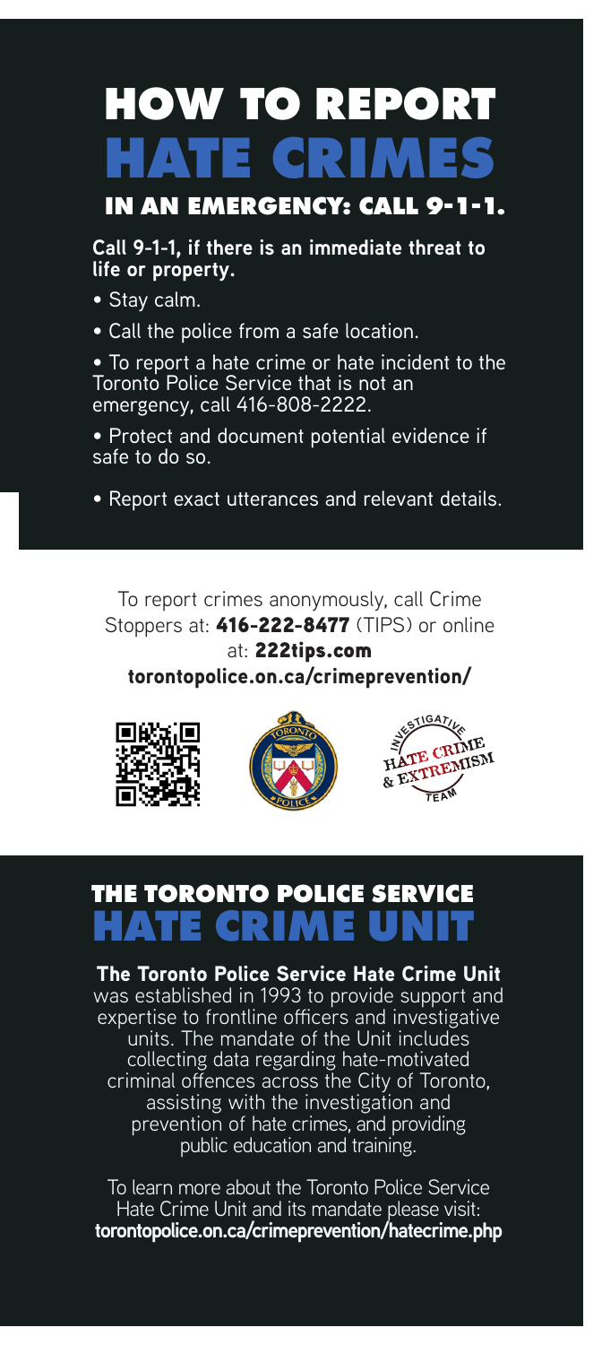# HOW TO REPORT HATE CRIMES

## IN AN EMERGENCY: CALL 9-1-1.

**Call 9-1-1, if there is an immediate threat to life or property.**

- Stay calm.
- Call the police from a safe location.
- To report a hate crime or hate incident to the Toronto Police Service that is not an emergency, call 416-808-2222.
- Protect and document potential evidence if safe to do so.
- Report exact utterances and relevant details.

To report crimes anonymously, call Crime Stoppers at: **416-222-8477** (TIPS) or online at: **222tips.com**

**torontopolice.on.ca/crimeprevention/**

# THE TORONTO POLICE SERVICE HATE CRIME UNIT

**The Toronto Police Service Hate Crime Unit** was established in 1993 to provide support and expertise to frontline officers and investigative units. The mandate of the Unit includes collecting data regarding hate-motivated criminal offences across the City of Toronto, assisting with the investigation and prevention of hate crimes, and providing public education and training.

To learn more about the Toronto Police Service Hate Crime Unit and its mandate please visit: **torontopolice.on.ca/crimeprevention/hatecrime.php**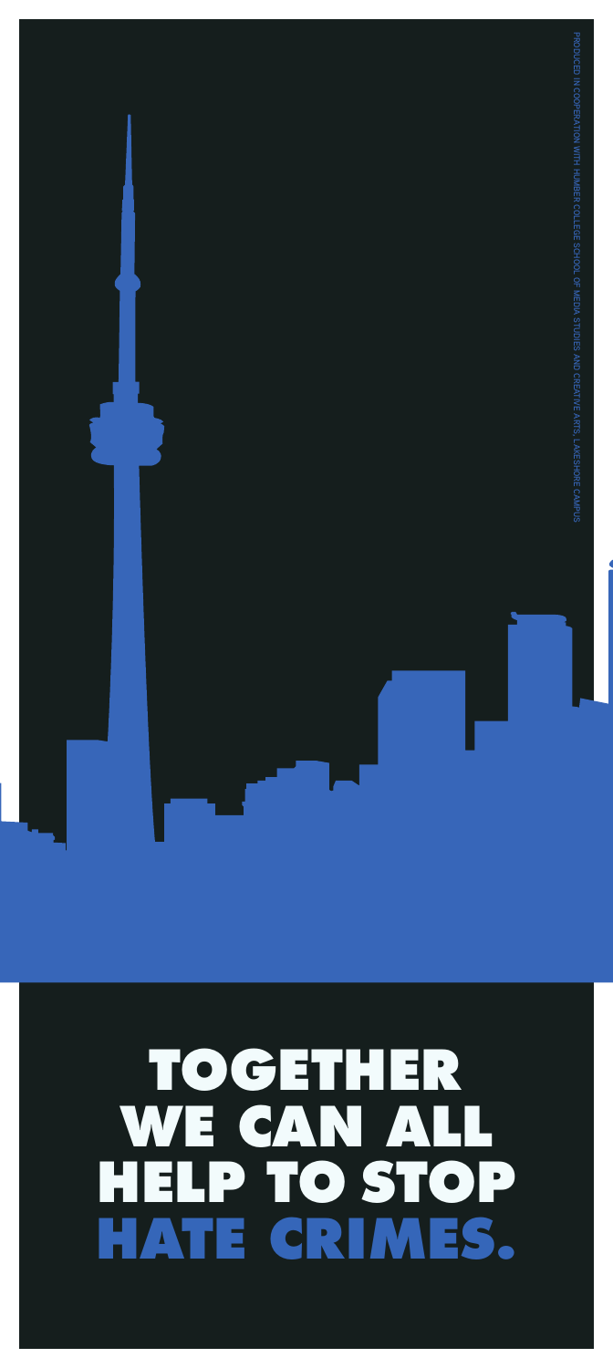PRODUCED IN COOPERATION WITH HUMBER COLLEGE SCHOOL OF MEDIA STUDIES AND CREATIVE ARTS, LAKESHORE CAMPUS

# TOGETHER WE CAN ALL HELP TO STOP HATE CRIMES.